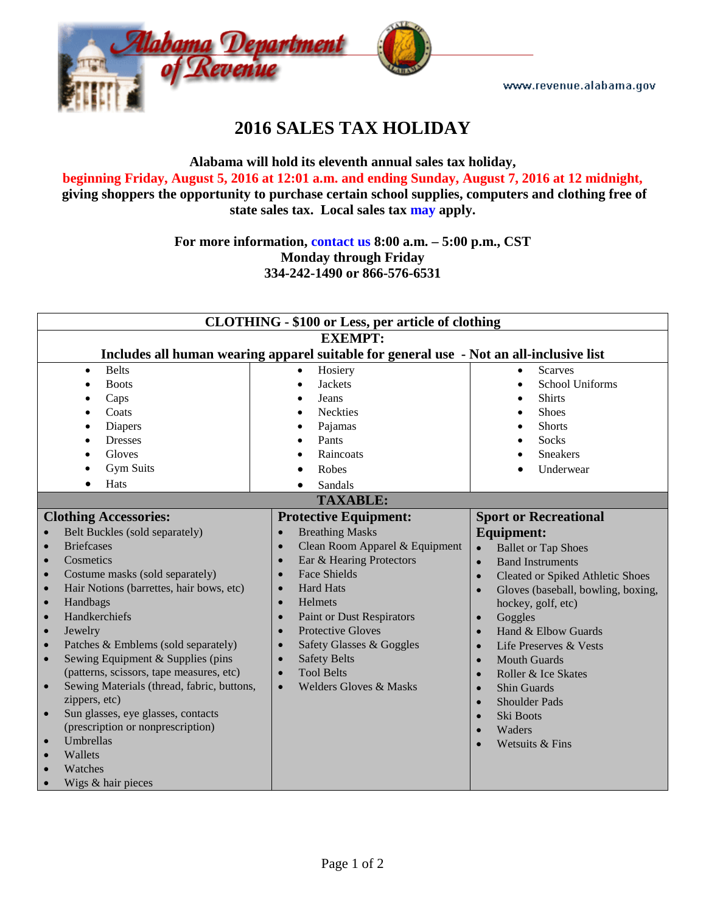Alabama Department of Revenue

www.revenue.alabama.gov

# 2016 SALES TAX HOLIDAY

**Alabama will hold its eleventh annual sales tax holiday,**
**beginning Friday, August 5, 2016 at 12:01 a.m. and ending Sunday, August 7, 2016 at 12 midnight,**
**giving shoppers the opportunity to purchase certain school supplies, computers and clothing free of state sales tax. Local sales tax may apply.**

**For more information, contact us 8:00 a.m. – 5:00 p.m., CST**
**Monday through Friday**
**334-242-1490 or 866-576-6531**

## CLOTHING - $100 or Less, per article of clothing

### EXEMPT:

**Includes all human wearing apparel suitable for general use - Not an all-inclusive list**

| | | |
|---|---|---|
| • Belts | • Hosiery | • Scarves |
| • Boots | • Jackets | • School Uniforms |
| • Caps | • Jeans | • Shirts |
| • Coats | • Neckties | • Shoes |
| • Diapers | • Pajamas | • Shorts |
| • Dresses | • Pants | • Socks |
| • Gloves | • Raincoats | • Sneakers |
| • Gym Suits | • Robes | • Underwear |
| • Hats | • Sandals | |

### TAXABLE:

**Clothing Accessories:**
- Belt Buckles (sold separately)
- Briefcases
- Cosmetics
- Costume masks (sold separately)
- Hair Notions (barrettes, hair bows, etc)
- Handbags
- Handkerchiefs
- Jewelry
- Patches & Emblems (sold separately)
- Sewing Equipment & Supplies (pins (patterns, scissors, tape measures, etc)
- Sewing Materials (thread, fabric, buttons, zippers, etc)
- Sun glasses, eye glasses, contacts (prescription or nonprescription)
- Umbrellas
- Wallets
- Watches
- Wigs & hair pieces

**Protective Equipment:**
- Breathing Masks
- Clean Room Apparel & Equipment
- Ear & Hearing Protectors
- Face Shields
- Hard Hats
- Helmets
- Paint or Dust Respirators
- Protective Gloves
- Safety Glasses & Goggles
- Safety Belts
- Tool Belts
- Welders Gloves & Masks

**Sport or Recreational Equipment:**
- Ballet or Tap Shoes
- Band Instruments
- Cleated or Spiked Athletic Shoes
- Gloves (baseball, bowling, boxing, hockey, golf, etc)
- Goggles
- Hand & Elbow Guards
- Life Preserves & Vests
- Mouth Guards
- Roller & Ice Skates
- Shin Guards
- Shoulder Pads
- Ski Boots
- Waders
- Wetsuits & Fins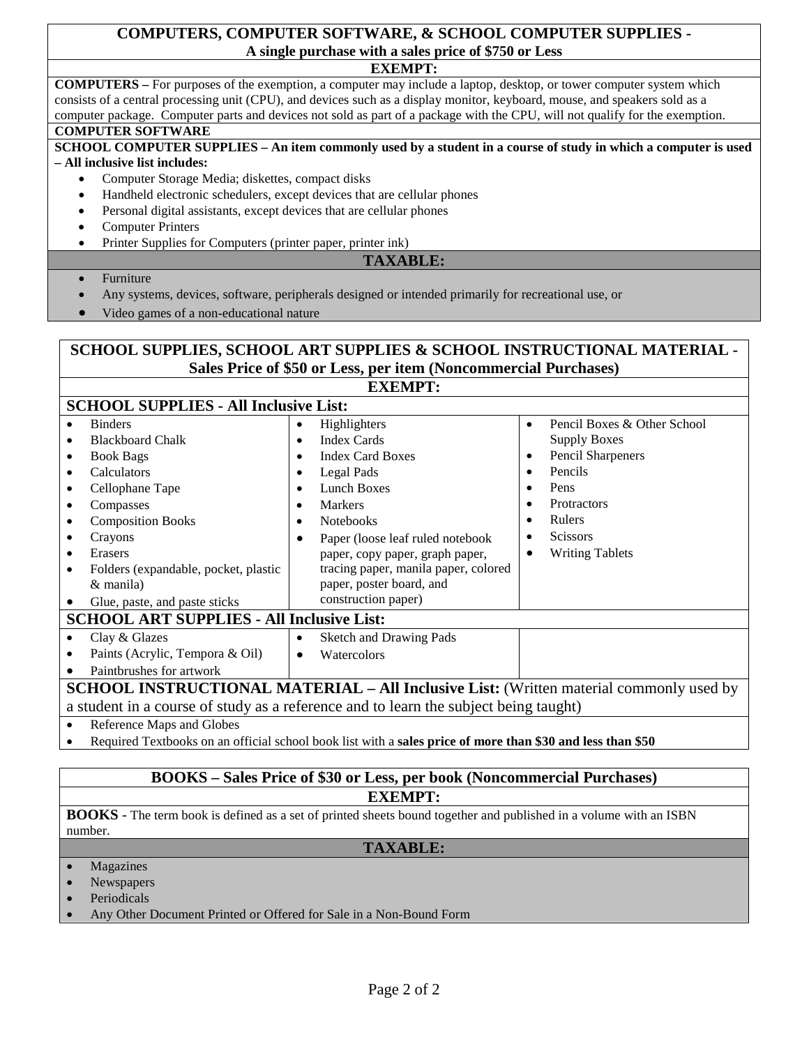## COMPUTERS, COMPUTER SOFTWARE, & SCHOOL COMPUTER SUPPLIES - A single purchase with a sales price of $750 or Less

### EXEMPT:

**COMPUTERS –** For purposes of the exemption, a computer may include a laptop, desktop, or tower computer system which consists of a central processing unit (CPU), and devices such as a display monitor, keyboard, mouse, and speakers sold as a computer package. Computer parts and devices not sold as part of a package with the CPU, will not qualify for the exemption.

**COMPUTER SOFTWARE**

**SCHOOL COMPUTER SUPPLIES – An item commonly used by a student in a course of study in which a computer is used – All inclusive list includes:**

- Computer Storage Media; diskettes, compact disks
- Handheld electronic schedulers, except devices that are cellular phones
- Personal digital assistants, except devices that are cellular phones
- Computer Printers
- Printer Supplies for Computers (printer paper, printer ink)

### TAXABLE:

- Furniture
- Any systems, devices, software, peripherals designed or intended primarily for recreational use, or
- Video games of a non-educational nature

## SCHOOL SUPPLIES, SCHOOL ART SUPPLIES & SCHOOL INSTRUCTIONAL MATERIAL - Sales Price of $50 or Less, per item (Noncommercial Purchases)

### EXEMPT:

### SCHOOL SUPPLIES - All Inclusive List:

- Binders
- Blackboard Chalk
- Book Bags
- Calculators
- Cellophane Tape
- Compasses
- Composition Books
- Crayons
- Erasers
- Folders (expandable, pocket, plastic & manila)
- Glue, paste, and paste sticks
- Highlighters
- Index Cards
- Index Card Boxes
- Legal Pads
- Lunch Boxes
- Markers
- Notebooks
- Paper (loose leaf ruled notebook paper, copy paper, graph paper, tracing paper, manila paper, colored paper, poster board, and construction paper)
- Pencil Boxes & Other School Supply Boxes
- Pencil Sharpeners
- Pencils
- Pens
- Protractors
- Rulers
- Scissors
- Writing Tablets

### SCHOOL ART SUPPLIES - All Inclusive List:

- Clay & Glazes
- Paints (Acrylic, Tempora & Oil)
- Paintbrushes for artwork
- Sketch and Drawing Pads
- Watercolors

**SCHOOL INSTRUCTIONAL MATERIAL – All Inclusive List:** (Written material commonly used by a student in a course of study as a reference and to learn the subject being taught)

- Reference Maps and Globes
- Required Textbooks on an official school book list with a **sales price of more than $30 and less than $50**

## BOOKS – Sales Price of $30 or Less, per book (Noncommercial Purchases)

### EXEMPT:

**BOOKS** - The term book is defined as a set of printed sheets bound together and published in a volume with an ISBN number.

### TAXABLE:

- Magazines
- Newspapers
- Periodicals
- Any Other Document Printed or Offered for Sale in a Non-Bound Form